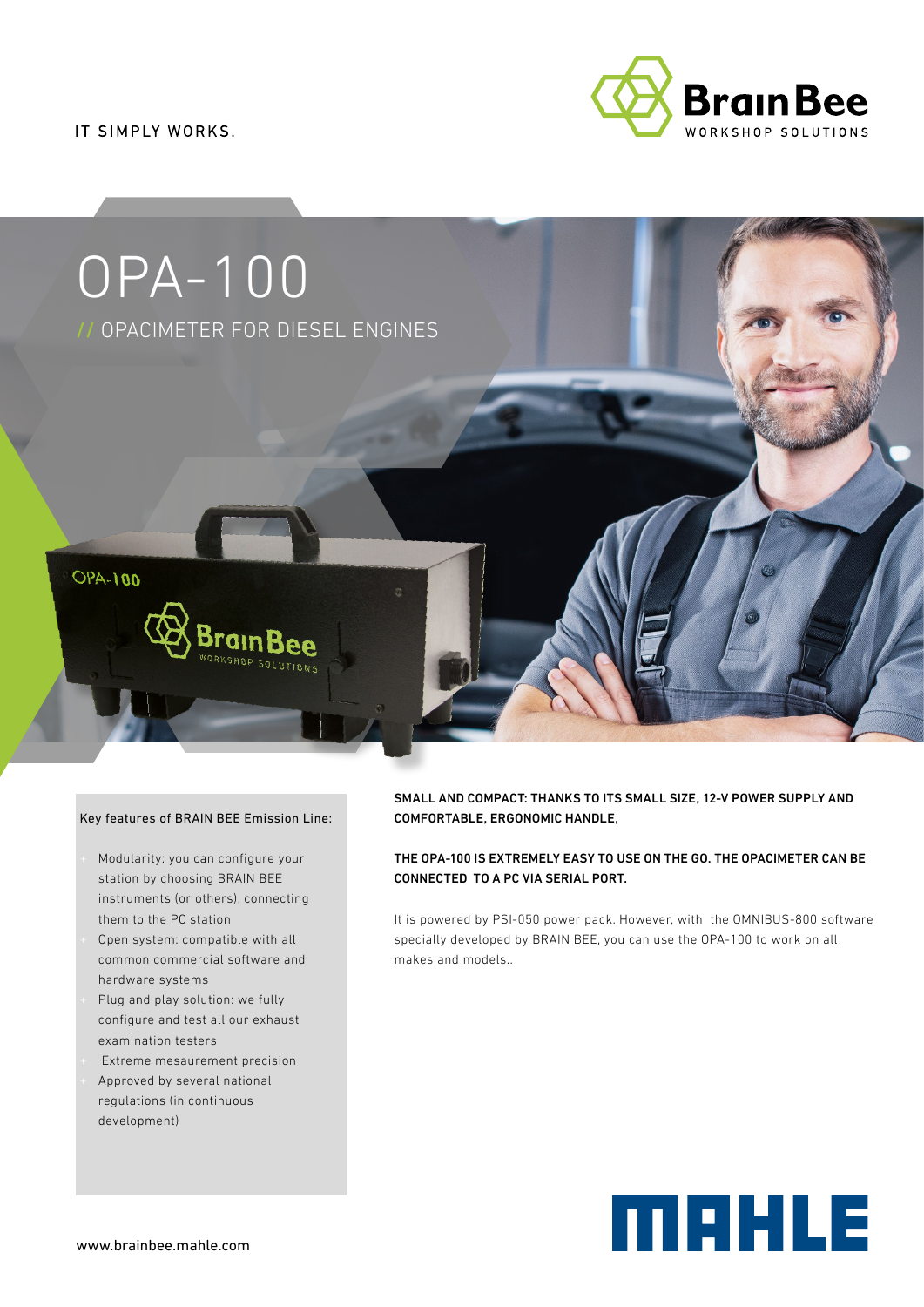IT SIMPLY WORKS.

# OPA-100

## // OPACIMETER FOR DIESEL ENGINES

Key features of BRAIN BEE Emission Line:

- Modularity: you can configure your station by choosing BRAIN BEE instruments (or others), connecting them to the PC station
- Open system: compatible with all common commercial software and hardware systems
- Plug and play solution: we fully configure and test all our exhaust examination testers
- Extreme mesaurement precision
- Approved by several national regulations (in continuous development)

**SMALL AND COMPACT: THANKS TO ITS SMALL SIZE, 12-V POWER SUPPLY AND COMFORTABLE, ERGONOMIC HANDLE,**

**THE OPA-100 IS EXTREMELY EASY TO USE ON THE GO. THE OPACIMETER CAN BE CONNECTED TO A PC VIA SERIAL PORT.**

It is powered by PSI-050 power pack. However, with the OMNIBUS-800 software specially developed by BRAIN BEE, you can use the OPA-100 to work on all makes and models..

www.brainbee.mahle.com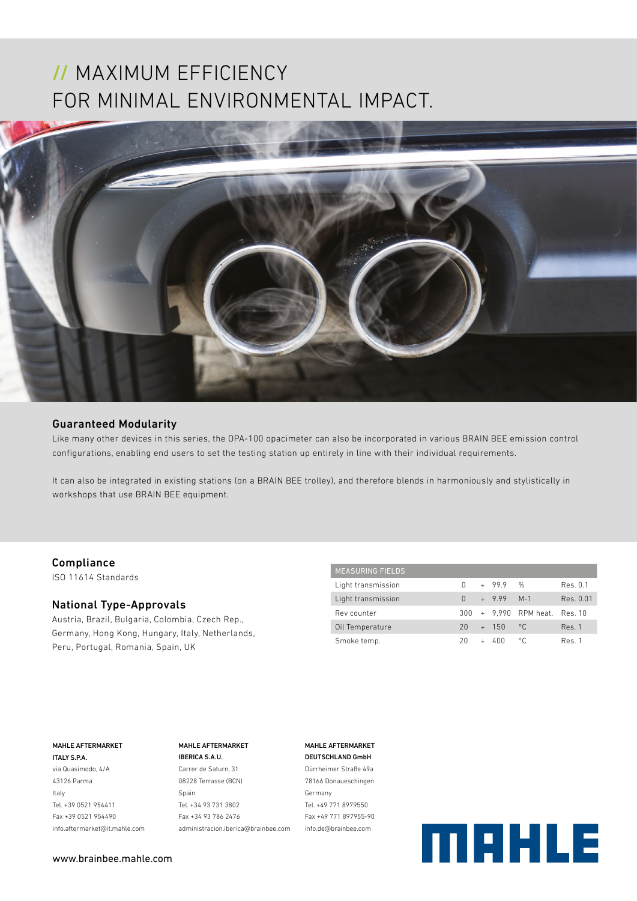# // MAXIMUM EFFICIENCY FOR MINIMAL ENVIRONMENTAL IMPACT.

## Guaranteed Modularity

Like many other devices in this series, the OPA-100 opacimeter can also be incorporated in various BRAIN BEE emission control configurations, enabling end users to set the testing station up entirely in line with their individual requirements.

It can also be integrated in existing stations (on a BRAIN BEE trolley), and therefore blends in harmoniously and stylistically in workshops that use BRAIN BEE equipment.

## Compliance

ISO 11614 Standards

## National Type-Approvals

Austria, Brazil, Bulgaria, Colombia, Czech Rep., Germany, Hong Kong, Hungary, Italy, Netherlands, Peru, Portugal, Romania, Spain, UK

| MEASURING FIELDS | | | | | |
|---|---|---|---|---|---|
| Light transmission | 0 | ÷ | 99.9 | % | Res. 0.1 |
| Light transmission | 0 | ÷ | 9.99 | M-1 | Res. 0.01 |
| Rev counter | 300 | ÷ | 9,990 | RPM heat. | Res. 10 |
| Oil Temperature | 20 | ÷ | 150 | °C | Res. 1 |
| Smoke temp. | 20 | ÷ | 400 | °C | Res. 1 |

**MAHLE AFTERMARKET ITALY S.P.A.**
via Quasimodo, 4/A
43126 Parma
Italy
Tel. +39 0521 954411
Fax +39 0521 954490
info.aftermarket@it.mahle.com

**MAHLE AFTERMARKET IBERICA S.A.U.**
Carrer de Saturn, 31
08228 Terrasse (BCN)
Spain
Tel. +34 93 731 3802
Fax +34 93 786 2476
administracion.iberica@brainbee.com

**MAHLE AFTERMARKET DEUTSCHLAND GmbH**
Dürrheimer Straße 49a
78166 Donaueschingen
Germany
Tel. +49 771 8979550
Fax +49 771 897955-90
info.de@brainbee.com

MAHLE

www.brainbee.mahle.com